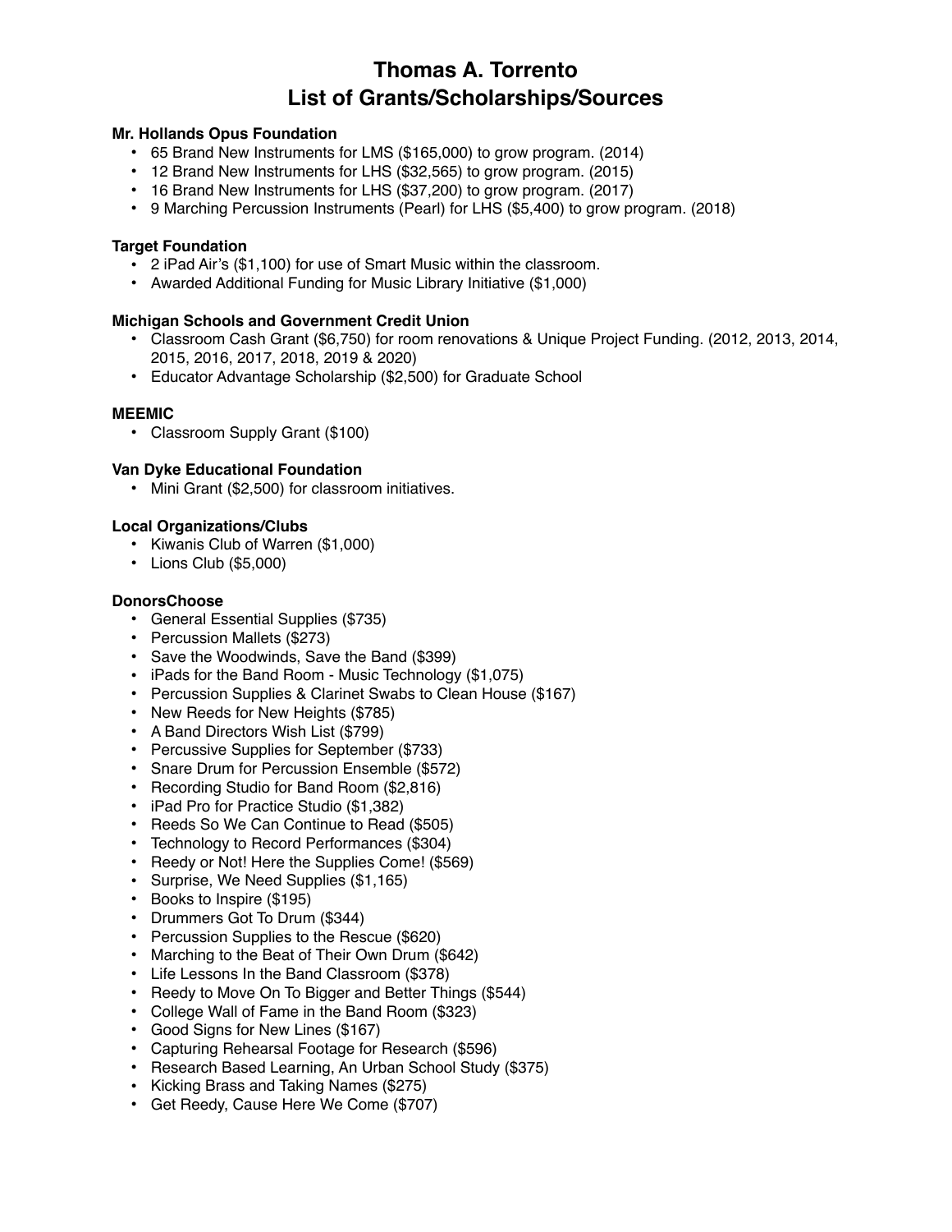# Thomas A. Torrento
# List of Grants/Scholarships/Sources

**Mr. Hollands Opus Foundation**

- 65 Brand New Instruments for LMS ($165,000) to grow program. (2014)
- 12 Brand New Instruments for LHS ($32,565) to grow program. (2015)
- 16 Brand New Instruments for LHS ($37,200) to grow program. (2017)
- 9 Marching Percussion Instruments (Pearl) for LHS ($5,400) to grow program. (2018)

**Target Foundation**

- 2 iPad Air's ($1,100) for use of Smart Music within the classroom.
- Awarded Additional Funding for Music Library Initiative ($1,000)

**Michigan Schools and Government Credit Union**

- Classroom Cash Grant ($6,750) for room renovations & Unique Project Funding. (2012, 2013, 2014, 2015, 2016, 2017, 2018, 2019 & 2020)
- Educator Advantage Scholarship ($2,500) for Graduate School

**MEEMIC**

- Classroom Supply Grant ($100)

**Van Dyke Educational Foundation**

- Mini Grant ($2,500) for classroom initiatives.

**Local Organizations/Clubs**

- Kiwanis Club of Warren ($1,000)
- Lions Club ($5,000)

**DonorsChoose**

- General Essential Supplies ($735)
- Percussion Mallets ($273)
- Save the Woodwinds, Save the Band ($399)
- iPads for the Band Room - Music Technology ($1,075)
- Percussion Supplies & Clarinet Swabs to Clean House ($167)
- New Reeds for New Heights ($785)
- A Band Directors Wish List ($799)
- Percussive Supplies for September ($733)
- Snare Drum for Percussion Ensemble ($572)
- Recording Studio for Band Room ($2,816)
- iPad Pro for Practice Studio ($1,382)
- Reeds So We Can Continue to Read ($505)
- Technology to Record Performances ($304)
- Reedy or Not! Here the Supplies Come! ($569)
- Surprise, We Need Supplies ($1,165)
- Books to Inspire ($195)
- Drummers Got To Drum ($344)
- Percussion Supplies to the Rescue ($620)
- Marching to the Beat of Their Own Drum ($642)
- Life Lessons In the Band Classroom ($378)
- Reedy to Move On To Bigger and Better Things ($544)
- College Wall of Fame in the Band Room ($323)
- Good Signs for New Lines ($167)
- Capturing Rehearsal Footage for Research ($596)
- Research Based Learning, An Urban School Study ($375)
- Kicking Brass and Taking Names ($275)
- Get Reedy, Cause Here We Come ($707)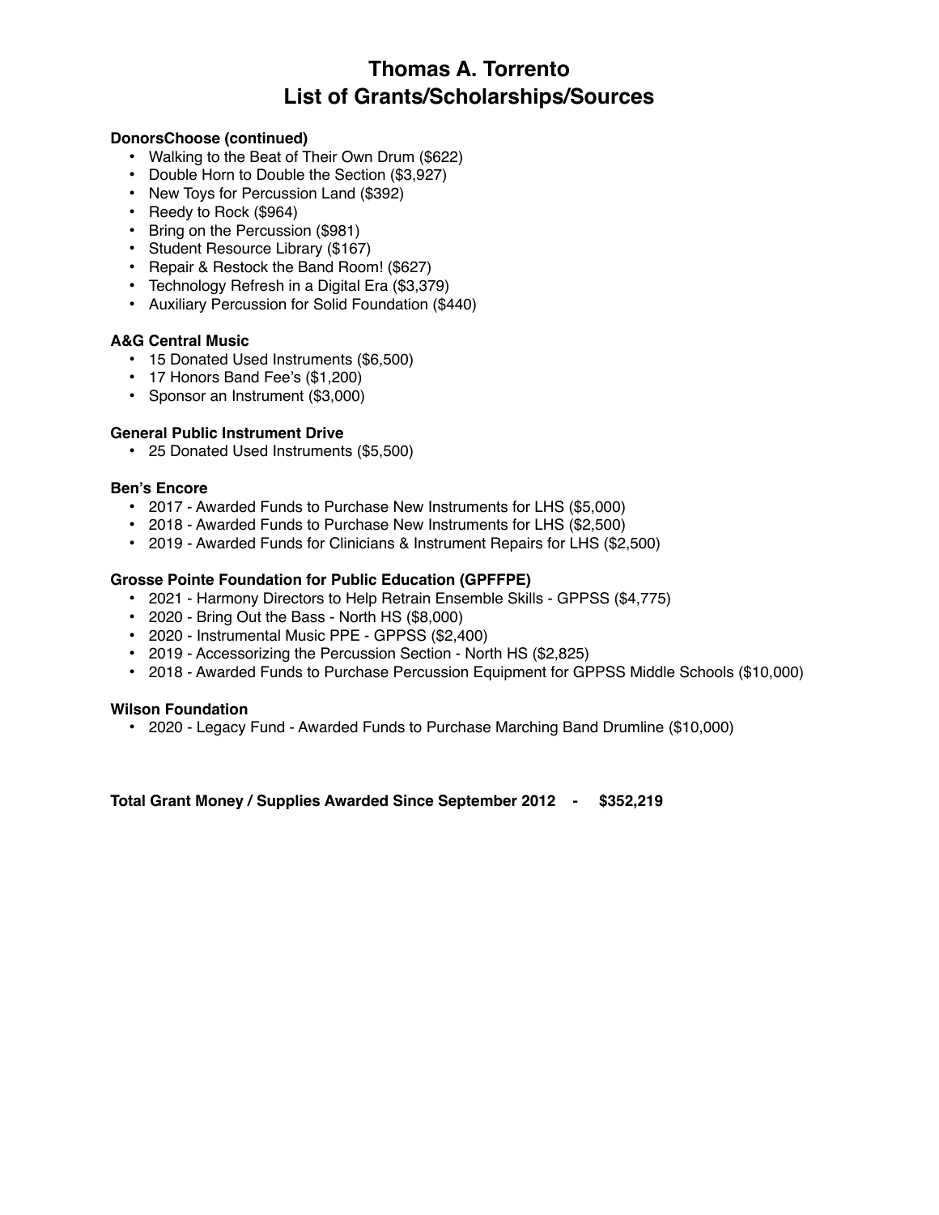# Thomas A. Torrento
# List of Grants/Scholarships/Sources

**DonorsChoose (continued)**

- Walking to the Beat of Their Own Drum ($622)
- Double Horn to Double the Section ($3,927)
- New Toys for Percussion Land ($392)
- Reedy to Rock ($964)
- Bring on the Percussion ($981)
- Student Resource Library ($167)
- Repair & Restock the Band Room! ($627)
- Technology Refresh in a Digital Era ($3,379)
- Auxiliary Percussion for Solid Foundation ($440)

**A&G Central Music**

- 15 Donated Used Instruments ($6,500)
- 17 Honors Band Fee's ($1,200)
- Sponsor an Instrument ($3,000)

**General Public Instrument Drive**

- 25 Donated Used Instruments ($5,500)

**Ben's Encore**

- 2017 - Awarded Funds to Purchase New Instruments for LHS ($5,000)
- 2018 - Awarded Funds to Purchase New Instruments for LHS ($2,500)
- 2019 - Awarded Funds for Clinicians & Instrument Repairs for LHS ($2,500)

**Grosse Pointe Foundation for Public Education (GPFFPE)**

- 2021 - Harmony Directors to Help Retrain Ensemble Skills - GPPSS ($4,775)
- 2020 - Bring Out the Bass - North HS ($8,000)
- 2020 - Instrumental Music PPE - GPPSS ($2,400)
- 2019 - Accessorizing the Percussion Section - North HS ($2,825)
- 2018 - Awarded Funds to Purchase Percussion Equipment for GPPSS Middle Schools ($10,000)

**Wilson Foundation**

- 2020 - Legacy Fund - Awarded Funds to Purchase Marching Band Drumline ($10,000)

**Total Grant Money / Supplies Awarded Since September 2012 - $352,219**